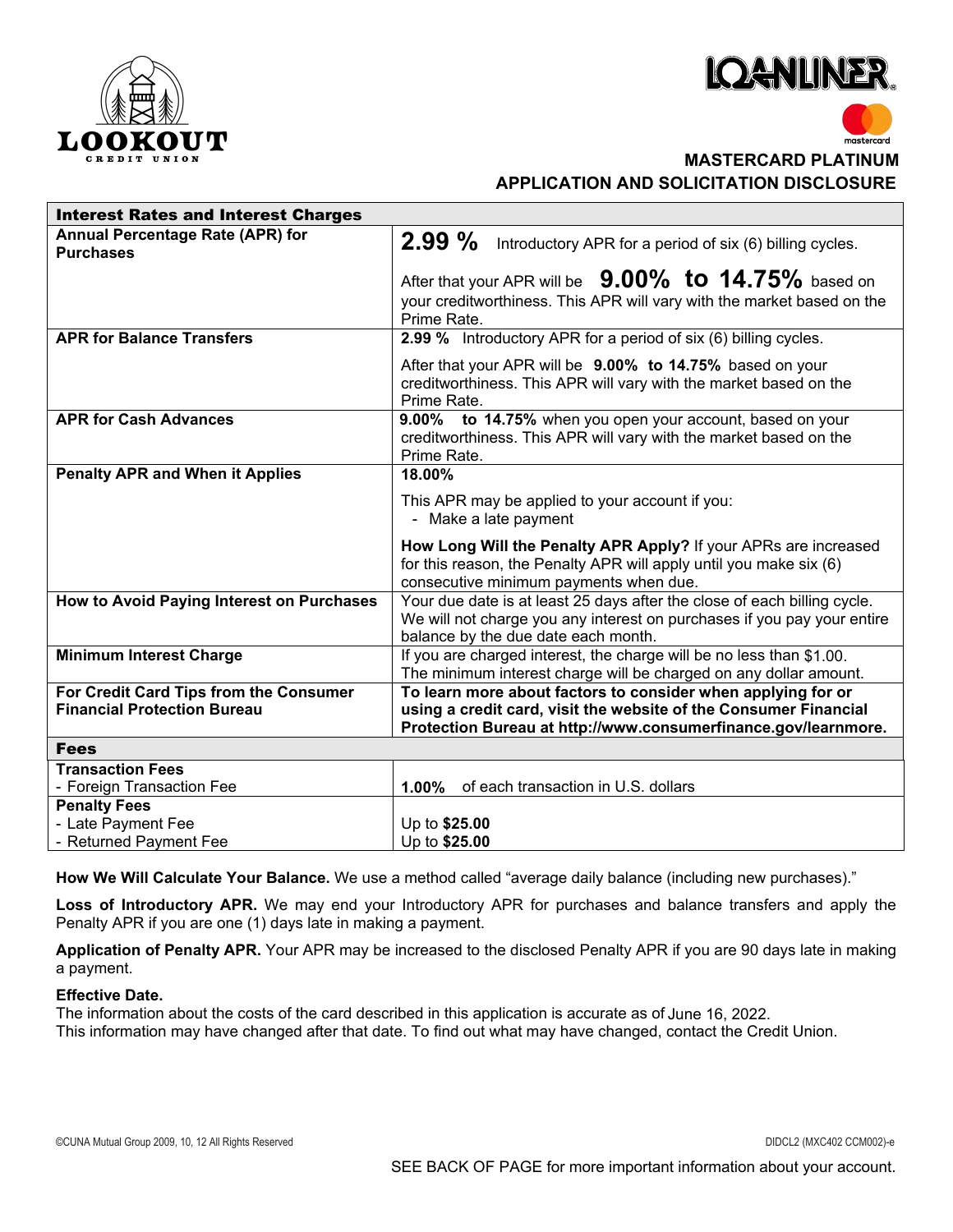# MASTERCARD PLATINUM
## APPLICATION AND SOLICITATION DISCLOSURE

| **Interest Rates and Interest Charges** | |
|---|---|
| **Annual Percentage Rate (APR) for Purchases** | **2.99 %** Introductory APR for a period of six (6) billing cycles.<br><br>After that your APR will be **9.00% to 14.75%** based on your creditworthiness. This APR will vary with the market based on the Prime Rate. |
| **APR for Balance Transfers** | **2.99 %** Introductory APR for a period of six (6) billing cycles.<br><br>After that your APR will be **9.00% to 14.75%** based on your creditworthiness. This APR will vary with the market based on the Prime Rate. |
| **APR for Cash Advances** | **9.00% to 14.75%** when you open your account, based on your creditworthiness. This APR will vary with the market based on the Prime Rate. |
| **Penalty APR and When it Applies** | **18.00%**<br><br>This APR may be applied to your account if you:<br>- Make a late payment<br><br>**How Long Will the Penalty APR Apply?** If your APRs are increased for this reason, the Penalty APR will apply until you make six (6) consecutive minimum payments when due. |
| **How to Avoid Paying Interest on Purchases** | Your due date is at least 25 days after the close of each billing cycle. We will not charge you any interest on purchases if you pay your entire balance by the due date each month. |
| **Minimum Interest Charge** | If you are charged interest, the charge will be no less than $1.00. The minimum interest charge will be charged on any dollar amount. |
| **For Credit Card Tips from the Consumer Financial Protection Bureau** | **To learn more about factors to consider when applying for or using a credit card, visit the website of the Consumer Financial Protection Bureau at http://www.consumerfinance.gov/learnmore.** |
| **Fees** | |
| **Transaction Fees**<br>- Foreign Transaction Fee | **1.00%** of each transaction in U.S. dollars |
| **Penalty Fees**<br>- Late Payment Fee<br>- Returned Payment Fee | Up to **$25.00**<br>Up to **$25.00** |

**How We Will Calculate Your Balance.** We use a method called "average daily balance (including new purchases)."

**Loss of Introductory APR.** We may end your Introductory APR for purchases and balance transfers and apply the Penalty APR if you are one (1) days late in making a payment.

**Application of Penalty APR.** Your APR may be increased to the disclosed Penalty APR if you are 90 days late in making a payment.

**Effective Date.**
The information about the costs of the card described in this application is accurate as of June 16, 2022.
This information may have changed after that date. To find out what may have changed, contact the Credit Union.

©CUNA Mutual Group 2009, 10, 12 All Rights Reserved

DIDCL2 (MXC402 CCM002)-e

SEE BACK OF PAGE for more important information about your account.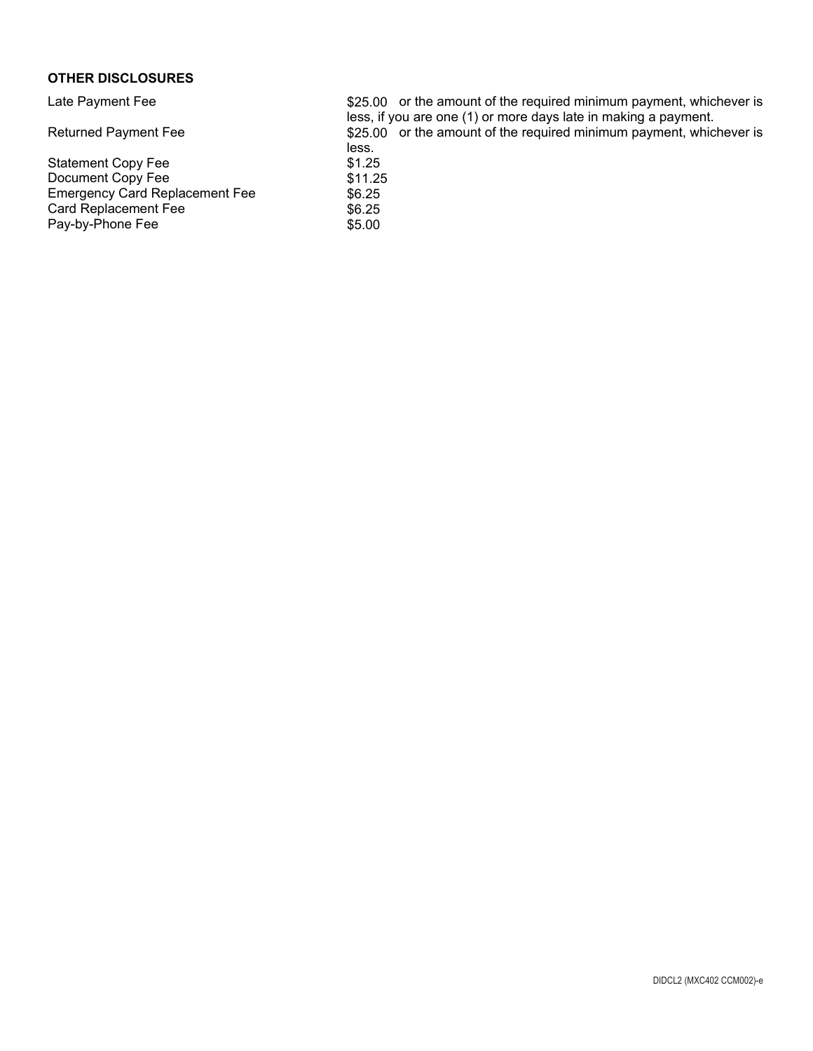**OTHER DISCLOSURES**

| | |
|---|---|
| Late Payment Fee | $25.00 or the amount of the required minimum payment, whichever is less, if you are one (1) or more days late in making a payment. |
| Returned Payment Fee | $25.00 or the amount of the required minimum payment, whichever is less. |
| Statement Copy Fee | $1.25 |
| Document Copy Fee | $11.25 |
| Emergency Card Replacement Fee | $6.25 |
| Card Replacement Fee | $6.25 |
| Pay-by-Phone Fee | $5.00 |

DIDCL2 (MXC402 CCM002)-e